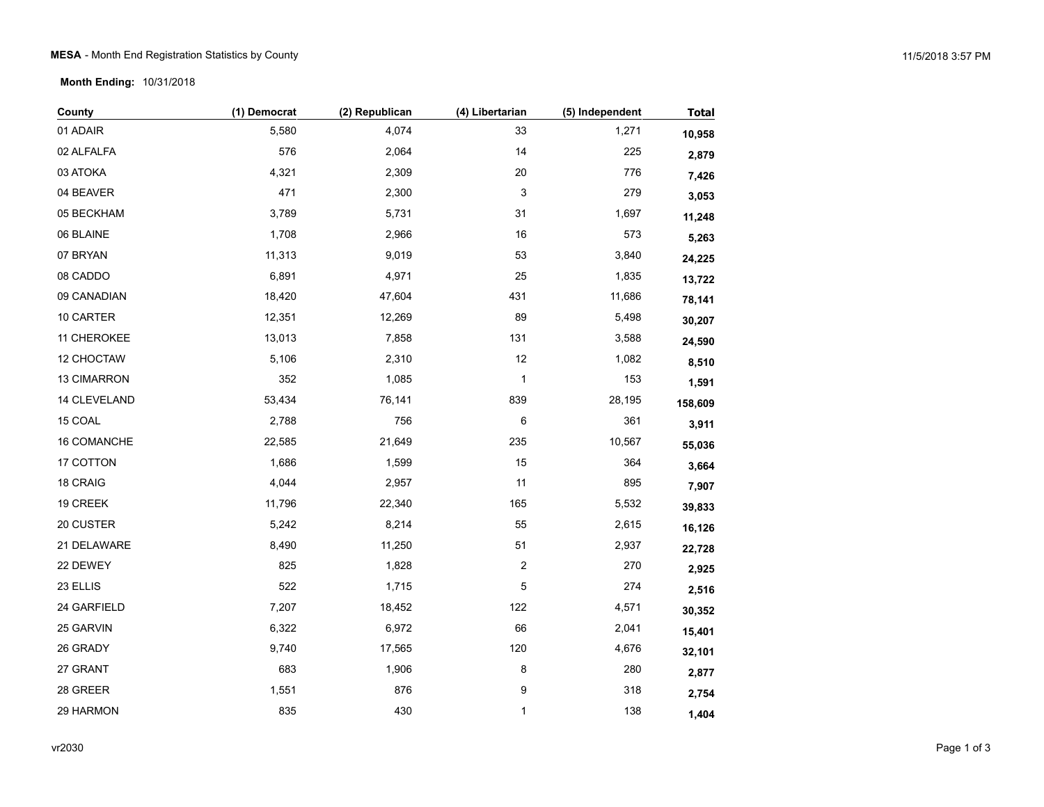**MESA** - Month End Registration Statistics by County

**Month Ending:** 10/31/2018

| County | (1) Democrat | (2) Republican | (4) Libertarian | (5) Independent | Total |
|---|---|---|---|---|---|
| 01 ADAIR | 5,580 | 4,074 | 33 | 1,271 | **10,958** |
| 02 ALFALFA | 576 | 2,064 | 14 | 225 | **2,879** |
| 03 ATOKA | 4,321 | 2,309 | 20 | 776 | **7,426** |
| 04 BEAVER | 471 | 2,300 | 3 | 279 | **3,053** |
| 05 BECKHAM | 3,789 | 5,731 | 31 | 1,697 | **11,248** |
| 06 BLAINE | 1,708 | 2,966 | 16 | 573 | **5,263** |
| 07 BRYAN | 11,313 | 9,019 | 53 | 3,840 | **24,225** |
| 08 CADDO | 6,891 | 4,971 | 25 | 1,835 | **13,722** |
| 09 CANADIAN | 18,420 | 47,604 | 431 | 11,686 | **78,141** |
| 10 CARTER | 12,351 | 12,269 | 89 | 5,498 | **30,207** |
| 11 CHEROKEE | 13,013 | 7,858 | 131 | 3,588 | **24,590** |
| 12 CHOCTAW | 5,106 | 2,310 | 12 | 1,082 | **8,510** |
| 13 CIMARRON | 352 | 1,085 | 1 | 153 | **1,591** |
| 14 CLEVELAND | 53,434 | 76,141 | 839 | 28,195 | **158,609** |
| 15 COAL | 2,788 | 756 | 6 | 361 | **3,911** |
| 16 COMANCHE | 22,585 | 21,649 | 235 | 10,567 | **55,036** |
| 17 COTTON | 1,686 | 1,599 | 15 | 364 | **3,664** |
| 18 CRAIG | 4,044 | 2,957 | 11 | 895 | **7,907** |
| 19 CREEK | 11,796 | 22,340 | 165 | 5,532 | **39,833** |
| 20 CUSTER | 5,242 | 8,214 | 55 | 2,615 | **16,126** |
| 21 DELAWARE | 8,490 | 11,250 | 51 | 2,937 | **22,728** |
| 22 DEWEY | 825 | 1,828 | 2 | 270 | **2,925** |
| 23 ELLIS | 522 | 1,715 | 5 | 274 | **2,516** |
| 24 GARFIELD | 7,207 | 18,452 | 122 | 4,571 | **30,352** |
| 25 GARVIN | 6,322 | 6,972 | 66 | 2,041 | **15,401** |
| 26 GRADY | 9,740 | 17,565 | 120 | 4,676 | **32,101** |
| 27 GRANT | 683 | 1,906 | 8 | 280 | **2,877** |
| 28 GREER | 1,551 | 876 | 9 | 318 | **2,754** |
| 29 HARMON | 835 | 430 | 1 | 138 | **1,404** |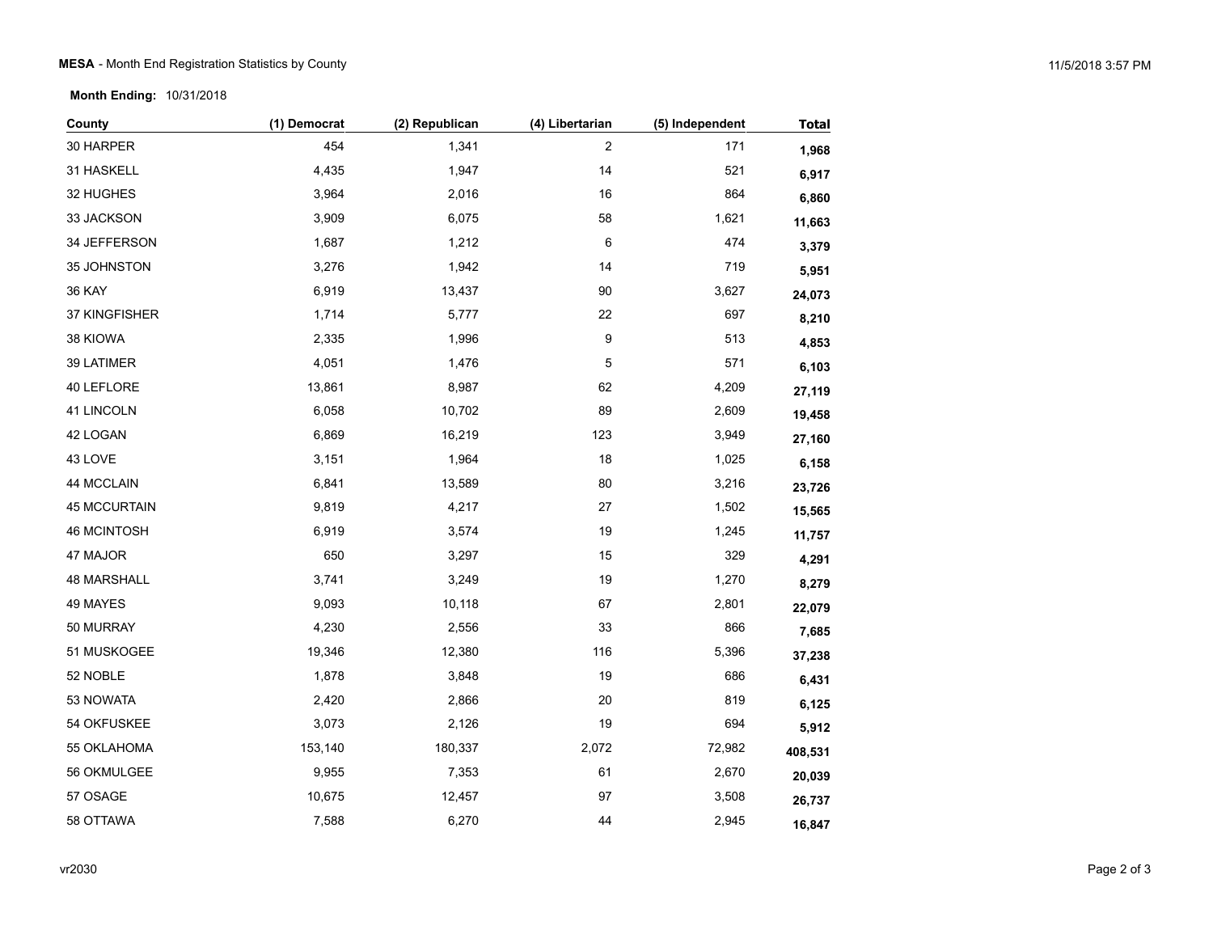**MESA** - Month End Registration Statistics by County

**Month Ending:** 10/31/2018

| County | (1) Democrat | (2) Republican | (4) Libertarian | (5) Independent | Total |
|---|---|---|---|---|---|
| 30 HARPER | 454 | 1,341 | 2 | 171 | **1,968** |
| 31 HASKELL | 4,435 | 1,947 | 14 | 521 | **6,917** |
| 32 HUGHES | 3,964 | 2,016 | 16 | 864 | **6,860** |
| 33 JACKSON | 3,909 | 6,075 | 58 | 1,621 | **11,663** |
| 34 JEFFERSON | 1,687 | 1,212 | 6 | 474 | **3,379** |
| 35 JOHNSTON | 3,276 | 1,942 | 14 | 719 | **5,951** |
| 36 KAY | 6,919 | 13,437 | 90 | 3,627 | **24,073** |
| 37 KINGFISHER | 1,714 | 5,777 | 22 | 697 | **8,210** |
| 38 KIOWA | 2,335 | 1,996 | 9 | 513 | **4,853** |
| 39 LATIMER | 4,051 | 1,476 | 5 | 571 | **6,103** |
| 40 LEFLORE | 13,861 | 8,987 | 62 | 4,209 | **27,119** |
| 41 LINCOLN | 6,058 | 10,702 | 89 | 2,609 | **19,458** |
| 42 LOGAN | 6,869 | 16,219 | 123 | 3,949 | **27,160** |
| 43 LOVE | 3,151 | 1,964 | 18 | 1,025 | **6,158** |
| 44 MCCLAIN | 6,841 | 13,589 | 80 | 3,216 | **23,726** |
| 45 MCCURTAIN | 9,819 | 4,217 | 27 | 1,502 | **15,565** |
| 46 MCINTOSH | 6,919 | 3,574 | 19 | 1,245 | **11,757** |
| 47 MAJOR | 650 | 3,297 | 15 | 329 | **4,291** |
| 48 MARSHALL | 3,741 | 3,249 | 19 | 1,270 | **8,279** |
| 49 MAYES | 9,093 | 10,118 | 67 | 2,801 | **22,079** |
| 50 MURRAY | 4,230 | 2,556 | 33 | 866 | **7,685** |
| 51 MUSKOGEE | 19,346 | 12,380 | 116 | 5,396 | **37,238** |
| 52 NOBLE | 1,878 | 3,848 | 19 | 686 | **6,431** |
| 53 NOWATA | 2,420 | 2,866 | 20 | 819 | **6,125** |
| 54 OKFUSKEE | 3,073 | 2,126 | 19 | 694 | **5,912** |
| 55 OKLAHOMA | 153,140 | 180,337 | 2,072 | 72,982 | **408,531** |
| 56 OKMULGEE | 9,955 | 7,353 | 61 | 2,670 | **20,039** |
| 57 OSAGE | 10,675 | 12,457 | 97 | 3,508 | **26,737** |
| 58 OTTAWA | 7,588 | 6,270 | 44 | 2,945 | **16,847** |

vr2030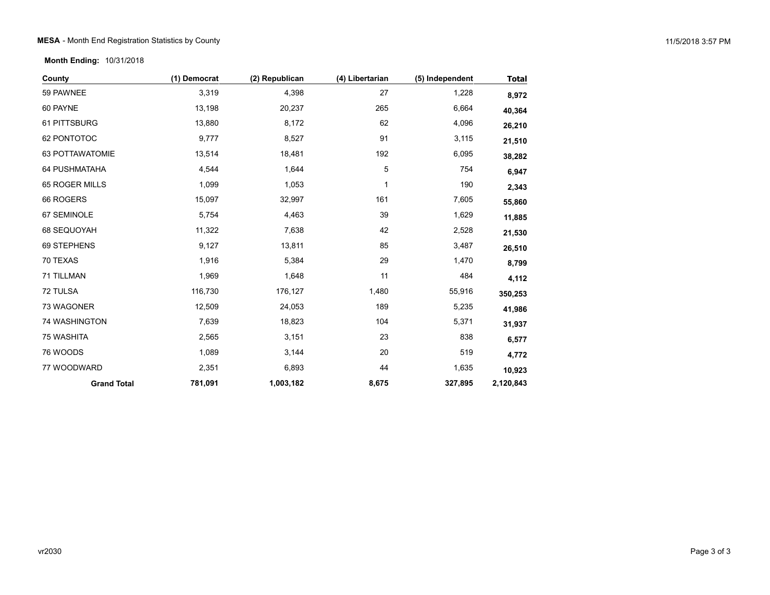**MESA** - Month End Registration Statistics by County

**Month Ending:** 10/31/2018

| County | (1) Democrat | (2) Republican | (4) Libertarian | (5) Independent | Total |
|---|---|---|---|---|---|
| 59 PAWNEE | 3,319 | 4,398 | 27 | 1,228 | **8,972** |
| 60 PAYNE | 13,198 | 20,237 | 265 | 6,664 | **40,364** |
| 61 PITTSBURG | 13,880 | 8,172 | 62 | 4,096 | **26,210** |
| 62 PONTOTOC | 9,777 | 8,527 | 91 | 3,115 | **21,510** |
| 63 POTTAWATOMIE | 13,514 | 18,481 | 192 | 6,095 | **38,282** |
| 64 PUSHMATAHA | 4,544 | 1,644 | 5 | 754 | **6,947** |
| 65 ROGER MILLS | 1,099 | 1,053 | 1 | 190 | **2,343** |
| 66 ROGERS | 15,097 | 32,997 | 161 | 7,605 | **55,860** |
| 67 SEMINOLE | 5,754 | 4,463 | 39 | 1,629 | **11,885** |
| 68 SEQUOYAH | 11,322 | 7,638 | 42 | 2,528 | **21,530** |
| 69 STEPHENS | 9,127 | 13,811 | 85 | 3,487 | **26,510** |
| 70 TEXAS | 1,916 | 5,384 | 29 | 1,470 | **8,799** |
| 71 TILLMAN | 1,969 | 1,648 | 11 | 484 | **4,112** |
| 72 TULSA | 116,730 | 176,127 | 1,480 | 55,916 | **350,253** |
| 73 WAGONER | 12,509 | 24,053 | 189 | 5,235 | **41,986** |
| 74 WASHINGTON | 7,639 | 18,823 | 104 | 5,371 | **31,937** |
| 75 WASHITA | 2,565 | 3,151 | 23 | 838 | **6,577** |
| 76 WOODS | 1,089 | 3,144 | 20 | 519 | **4,772** |
| 77 WOODWARD | 2,351 | 6,893 | 44 | 1,635 | **10,923** |
| **Grand Total** | **781,091** | **1,003,182** | **8,675** | **327,895** | **2,120,843** |

vr2030